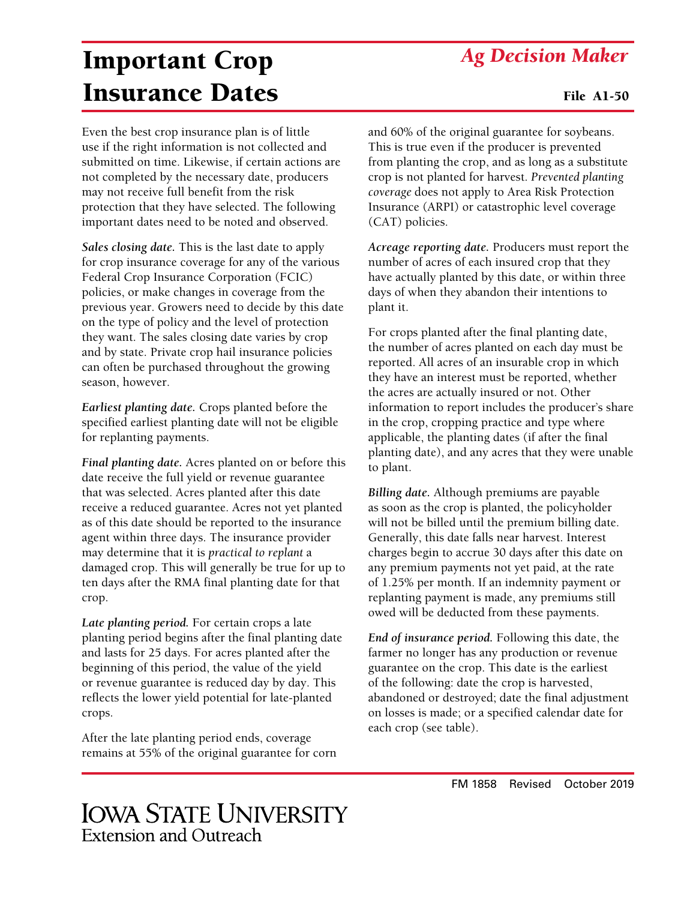# Important Crop Insurance Dates

*Ag Decision Maker*

File A1-50

Even the best crop insurance plan is of little use if the right information is not collected and submitted on time. Likewise, if certain actions are not completed by the necessary date, producers may not receive full benefit from the risk protection that they have selected. The following important dates need to be noted and observed.

***Sales closing date.*** This is the last date to apply for crop insurance coverage for any of the various Federal Crop Insurance Corporation (FCIC) policies, or make changes in coverage from the previous year. Growers need to decide by this date on the type of policy and the level of protection they want. The sales closing date varies by crop and by state. Private crop hail insurance policies can often be purchased throughout the growing season, however.

***Earliest planting date.*** Crops planted before the specified earliest planting date will not be eligible for replanting payments.

***Final planting date.*** Acres planted on or before this date receive the full yield or revenue guarantee that was selected. Acres planted after this date receive a reduced guarantee. Acres not yet planted as of this date should be reported to the insurance agent within three days. The insurance provider may determine that it is *practical to replant* a damaged crop. This will generally be true for up to ten days after the RMA final planting date for that crop.

***Late planting period.*** For certain crops a late planting period begins after the final planting date and lasts for 25 days. For acres planted after the beginning of this period, the value of the yield or revenue guarantee is reduced day by day. This reflects the lower yield potential for late-planted crops.

After the late planting period ends, coverage remains at 55% of the original guarantee for corn and 60% of the original guarantee for soybeans. This is true even if the producer is prevented from planting the crop, and as long as a substitute crop is not planted for harvest. *Prevented planting coverage* does not apply to Area Risk Protection Insurance (ARPI) or catastrophic level coverage (CAT) policies.

***Acreage reporting date.*** Producers must report the number of acres of each insured crop that they have actually planted by this date, or within three days of when they abandon their intentions to plant it.

For crops planted after the final planting date, the number of acres planted on each day must be reported. All acres of an insurable crop in which they have an interest must be reported, whether the acres are actually insured or not. Other information to report includes the producer's share in the crop, cropping practice and type where applicable, the planting dates (if after the final planting date), and any acres that they were unable to plant.

***Billing date.*** Although premiums are payable as soon as the crop is planted, the policyholder will not be billed until the premium billing date. Generally, this date falls near harvest. Interest charges begin to accrue 30 days after this date on any premium payments not yet paid, at the rate of 1.25% per month. If an indemnity payment or replanting payment is made, any premiums still owed will be deducted from these payments.

***End of insurance period.*** Following this date, the farmer no longer has any production or revenue guarantee on the crop. This date is the earliest of the following: date the crop is harvested, abandoned or destroyed; date the final adjustment on losses is made; or a specified calendar date for each crop (see table).

FM 1858 Revised October 2019

Iowa State University Extension and Outreach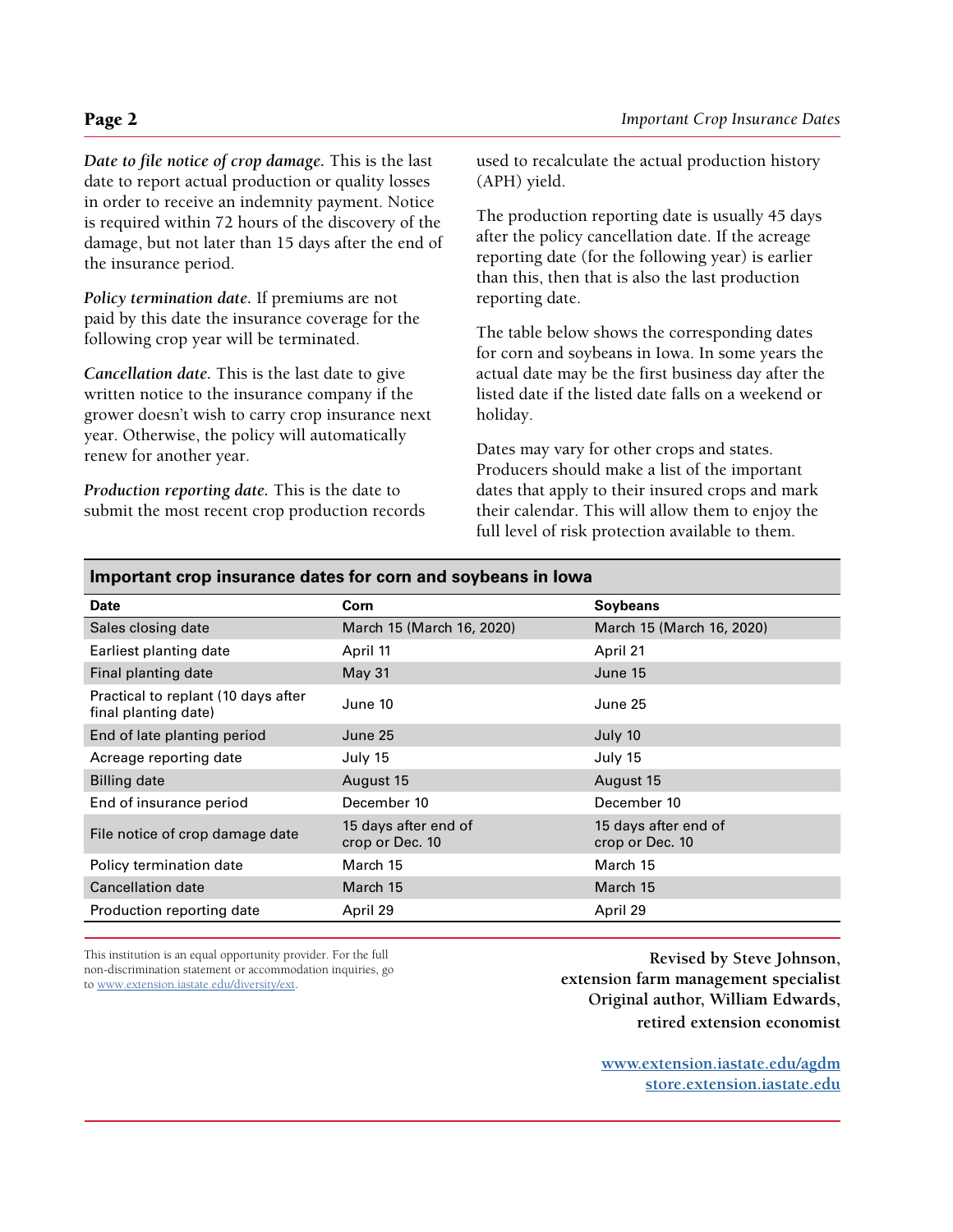***Date to file notice of crop damage.*** This is the last date to report actual production or quality losses in order to receive an indemnity payment. Notice is required within 72 hours of the discovery of the damage, but not later than 15 days after the end of the insurance period.

***Policy termination date.*** If premiums are not paid by this date the insurance coverage for the following crop year will be terminated.

***Cancellation date.*** This is the last date to give written notice to the insurance company if the grower doesn't wish to carry crop insurance next year. Otherwise, the policy will automatically renew for another year.

***Production reporting date.*** This is the date to submit the most recent crop production records used to recalculate the actual production history (APH) yield.

The production reporting date is usually 45 days after the policy cancellation date. If the acreage reporting date (for the following year) is earlier than this, then that is also the last production reporting date.

The table below shows the corresponding dates for corn and soybeans in Iowa. In some years the actual date may be the first business day after the listed date if the listed date falls on a weekend or holiday.

Dates may vary for other crops and states. Producers should make a list of the important dates that apply to their insured crops and mark their calendar. This will allow them to enjoy the full level of risk protection available to them.

**Important crop insurance dates for corn and soybeans in Iowa**

| Date | Corn | Soybeans |
|---|---|---|
| Sales closing date | March 15 (March 16, 2020) | March 15 (March 16, 2020) |
| Earliest planting date | April 11 | April 21 |
| Final planting date | May 31 | June 15 |
| Practical to replant (10 days after final planting date) | June 10 | June 25 |
| End of late planting period | June 25 | July 10 |
| Acreage reporting date | July 15 | July 15 |
| Billing date | August 15 | August 15 |
| End of insurance period | December 10 | December 10 |
| File notice of crop damage date | 15 days after end of crop or Dec. 10 | 15 days after end of crop or Dec. 10 |
| Policy termination date | March 15 | March 15 |
| Cancellation date | March 15 | March 15 |
| Production reporting date | April 29 | April 29 |

This institution is an equal opportunity provider. For the full non-discrimination statement or accommodation inquiries, go to www.extension.iastate.edu/diversity/ext.

**Revised by Steve Johnson, extension farm management specialist**
**Original author, William Edwards, retired extension economist**

www.extension.iastate.edu/agdm
store.extension.iastate.edu